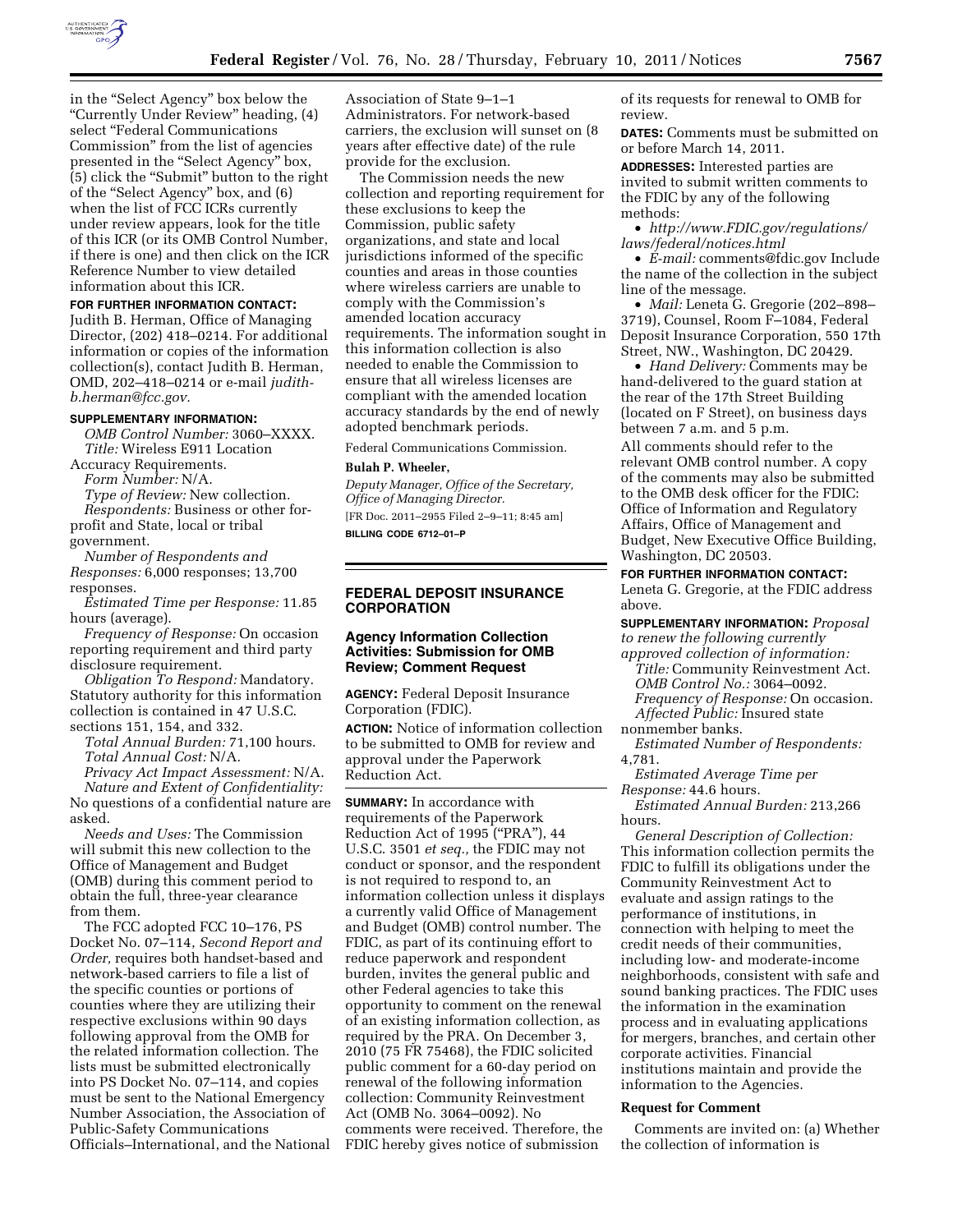in the "Select Agency" box below the "Currently Under Review" heading, (4) select "Federal Communications Commission" from the list of agencies presented in the "Select Agency" box, (5) click the "Submit" button to the right of the "Select Agency" box, and (6) when the list of FCC ICRs currently under review appears, look for the title of this ICR (or its OMB Control Number, if there is one) and then click on the ICR Reference Number to view detailed information about this ICR.

**FOR FURTHER INFORMATION CONTACT:** Judith B. Herman, Office of Managing Director, (202) 418–0214. For additional information or copies of the information collection(s), contact Judith B. Herman, OMD, 202–418–0214 or e-mail *judith-b.herman@fcc.gov.*

**SUPPLEMENTARY INFORMATION:**

*OMB Control Number:* 3060–XXXX.

*Title:* Wireless E911 Location Accuracy Requirements.

*Form Number:* N/A.

*Type of Review:* New collection.

*Respondents:* Business or other for-profit and State, local or tribal government.

*Number of Respondents and Responses:* 6,000 responses; 13,700 responses.

*Estimated Time per Response:* 11.85 hours (average).

*Frequency of Response:* On occasion reporting requirement and third party disclosure requirement.

*Obligation To Respond:* Mandatory. Statutory authority for this information collection is contained in 47 U.S.C. sections 151, 154, and 332.

*Total Annual Burden:* 71,100 hours.

*Total Annual Cost:* N/A.

*Privacy Act Impact Assessment:* N/A.

*Nature and Extent of Confidentiality:* No questions of a confidential nature are asked.

*Needs and Uses:* The Commission will submit this new collection to the Office of Management and Budget (OMB) during this comment period to obtain the full, three-year clearance from them.

The FCC adopted FCC 10–176, PS Docket No. 07–114, *Second Report and Order,* requires both handset-based and network-based carriers to file a list of the specific counties or portions of counties where they are utilizing their respective exclusions within 90 days following approval from the OMB for the related information collection. The lists must be submitted electronically into PS Docket No. 07–114, and copies must be sent to the National Emergency Number Association, the Association of Public-Safety Communications Officials–International, and the National Association of State 9–1–1 Administrators. For network-based carriers, the exclusion will sunset on (8 years after effective date) of the rule provide for the exclusion.

The Commission needs the new collection and reporting requirement for these exclusions to keep the Commission, public safety organizations, and state and local jurisdictions informed of the specific counties and areas in those counties where wireless carriers are unable to comply with the Commission's amended location accuracy requirements. The information sought in this information collection is also needed to enable the Commission to ensure that all wireless licenses are compliant with the amended location accuracy standards by the end of newly adopted benchmark periods.

Federal Communications Commission.

**Bulah P. Wheeler,**

*Deputy Manager, Office of the Secretary, Office of Managing Director.*

[FR Doc. 2011–2955 Filed 2–9–11; 8:45 am]

**BILLING CODE 6712–01–P**

## FEDERAL DEPOSIT INSURANCE CORPORATION

### Agency Information Collection Activities: Submission for OMB Review; Comment Request

**AGENCY:** Federal Deposit Insurance Corporation (FDIC).

**ACTION:** Notice of information collection to be submitted to OMB for review and approval under the Paperwork Reduction Act.

**SUMMARY:** In accordance with requirements of the Paperwork Reduction Act of 1995 ("PRA"), 44 U.S.C. 3501 *et seq.,* the FDIC may not conduct or sponsor, and the respondent is not required to respond to, an information collection unless it displays a currently valid Office of Management and Budget (OMB) control number. The FDIC, as part of its continuing effort to reduce paperwork and respondent burden, invites the general public and other Federal agencies to take this opportunity to comment on the renewal of an existing information collection, as required by the PRA. On December 3, 2010 (75 FR 75468), the FDIC solicited public comment for a 60-day period on renewal of the following information collection: Community Reinvestment Act (OMB No. 3064–0092). No comments were received. Therefore, the FDIC hereby gives notice of submission of its requests for renewal to OMB for review.

**DATES:** Comments must be submitted on or before March 14, 2011.

**ADDRESSES:** Interested parties are invited to submit written comments to the FDIC by any of the following methods:

- *http://www.FDIC.gov/regulations/laws/federal/notices.html*
- *E-mail:* comments@fdic.gov Include the name of the collection in the subject line of the message.
- *Mail:* Leneta G. Gregorie (202–898–3719), Counsel, Room F–1084, Federal Deposit Insurance Corporation, 550 17th Street, NW., Washington, DC 20429.
- *Hand Delivery:* Comments may be hand-delivered to the guard station at the rear of the 17th Street Building (located on F Street), on business days between 7 a.m. and 5 p.m.

All comments should refer to the relevant OMB control number. A copy of the comments may also be submitted to the OMB desk officer for the FDIC: Office of Information and Regulatory Affairs, Office of Management and Budget, New Executive Office Building, Washington, DC 20503.

**FOR FURTHER INFORMATION CONTACT:** Leneta G. Gregorie, at the FDIC address above.

**SUPPLEMENTARY INFORMATION:** *Proposal to renew the following currently approved collection of information:*

*Title:* Community Reinvestment Act.

*OMB Control No.:* 3064–0092.

*Frequency of Response:* On occasion.

*Affected Public:* Insured state nonmember banks.

*Estimated Number of Respondents:* 4,781.

*Estimated Average Time per Response:* 44.6 hours.

*Estimated Annual Burden:* 213,266 hours.

*General Description of Collection:* This information collection permits the FDIC to fulfill its obligations under the Community Reinvestment Act to evaluate and assign ratings to the performance of institutions, in connection with helping to meet the credit needs of their communities, including low- and moderate-income neighborhoods, consistent with safe and sound banking practices. The FDIC uses the information in the examination process and in evaluating applications for mergers, branches, and certain other corporate activities. Financial institutions maintain and provide the information to the Agencies.

### Request for Comment

Comments are invited on: (a) Whether the collection of information is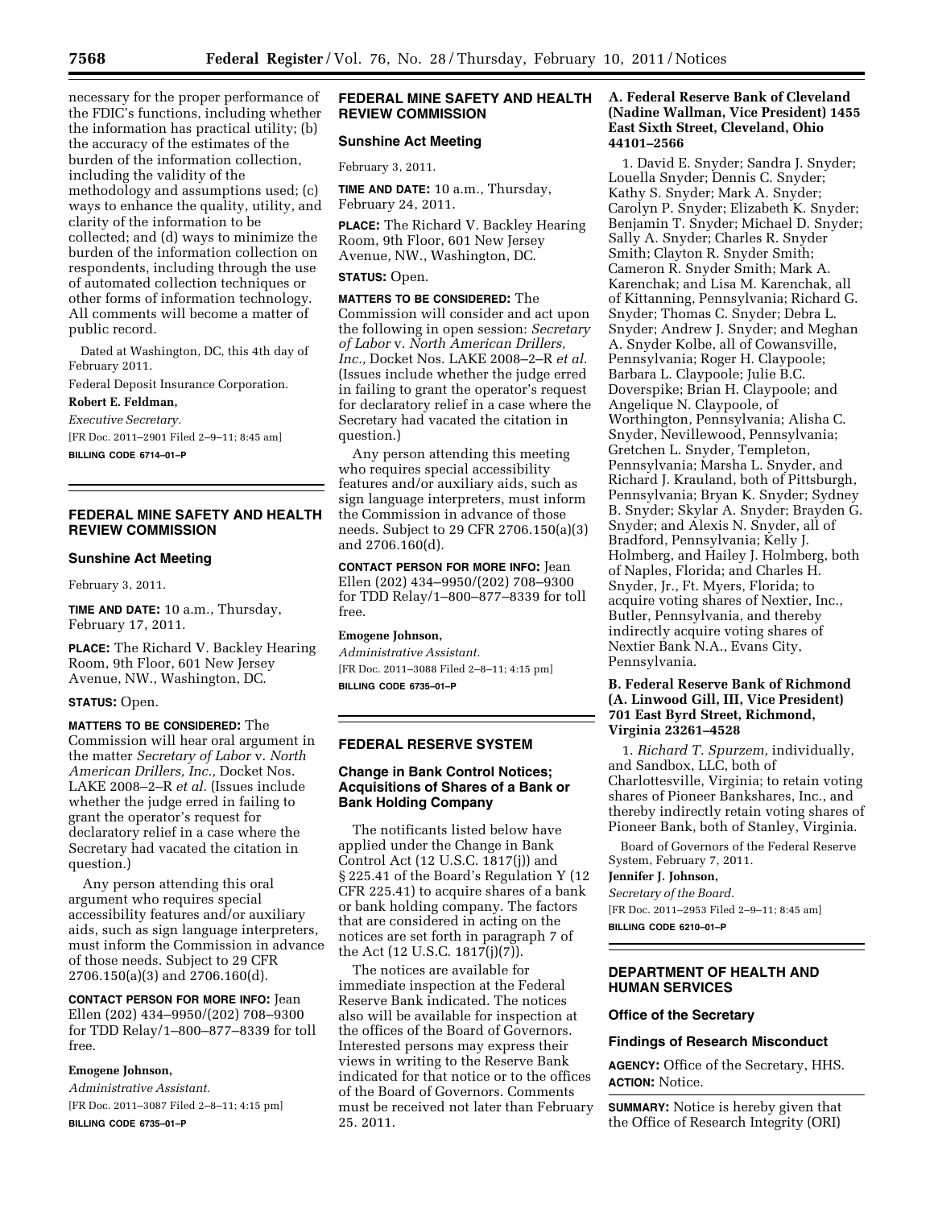necessary for the proper performance of the FDIC's functions, including whether the information has practical utility; (b) the accuracy of the estimates of the burden of the information collection, including the validity of the methodology and assumptions used; (c) ways to enhance the quality, utility, and clarity of the information to be collected; and (d) ways to minimize the burden of the information collection on respondents, including through the use of automated collection techniques or other forms of information technology. All comments will become a matter of public record.

Dated at Washington, DC, this 4th day of February 2011.

Federal Deposit Insurance Corporation.

**Robert E. Feldman,**

*Executive Secretary.*

[FR Doc. 2011–2901 Filed 2–9–11; 8:45 am]

**BILLING CODE 6714–01–P**

## FEDERAL MINE SAFETY AND HEALTH REVIEW COMMISSION

### Sunshine Act Meeting

February 3, 2011.

**TIME AND DATE:** 10 a.m., Thursday, February 17, 2011.

**PLACE:** The Richard V. Backley Hearing Room, 9th Floor, 601 New Jersey Avenue, NW., Washington, DC.

**STATUS:** Open.

**MATTERS TO BE CONSIDERED:** The Commission will hear oral argument in the matter *Secretary of Labor* v. *North American Drillers, Inc.,* Docket Nos. LAKE 2008–2–R *et al.* (Issues include whether the judge erred in failing to grant the operator's request for declaratory relief in a case where the Secretary had vacated the citation in question.)

Any person attending this oral argument who requires special accessibility features and/or auxiliary aids, such as sign language interpreters, must inform the Commission in advance of those needs. Subject to 29 CFR 2706.150(a)(3) and 2706.160(d).

**CONTACT PERSON FOR MORE INFO:** Jean Ellen (202) 434–9950/(202) 708–9300 for TDD Relay/1–800–877–8339 for toll free.

**Emogene Johnson,**

*Administrative Assistant.*

[FR Doc. 2011–3087 Filed 2–8–11; 4:15 pm]

**BILLING CODE 6735–01–P**

## FEDERAL MINE SAFETY AND HEALTH REVIEW COMMISSION

### Sunshine Act Meeting

February 3, 2011.

**TIME AND DATE:** 10 a.m., Thursday, February 24, 2011.

**PLACE:** The Richard V. Backley Hearing Room, 9th Floor, 601 New Jersey Avenue, NW., Washington, DC.

**STATUS:** Open.

**MATTERS TO BE CONSIDERED:** The Commission will consider and act upon the following in open session: *Secretary of Labor* v. *North American Drillers, Inc.,* Docket Nos. LAKE 2008–2–R *et al.* (Issues include whether the judge erred in failing to grant the operator's request for declaratory relief in a case where the Secretary had vacated the citation in question.)

Any person attending this meeting who requires special accessibility features and/or auxiliary aids, such as sign language interpreters, must inform the Commission in advance of those needs. Subject to 29 CFR 2706.150(a)(3) and 2706.160(d).

**CONTACT PERSON FOR MORE INFO:** Jean Ellen (202) 434–9950/(202) 708–9300 for TDD Relay/1–800–877–8339 for toll free.

**Emogene Johnson,**

*Administrative Assistant.*

[FR Doc. 2011–3088 Filed 2–8–11; 4:15 pm]

**BILLING CODE 6735–01–P**

## FEDERAL RESERVE SYSTEM

### Change in Bank Control Notices; Acquisitions of Shares of a Bank or Bank Holding Company

The notificants listed below have applied under the Change in Bank Control Act (12 U.S.C. 1817(j)) and § 225.41 of the Board's Regulation Y (12 CFR 225.41) to acquire shares of a bank or bank holding company. The factors that are considered in acting on the notices are set forth in paragraph 7 of the Act (12 U.S.C. 1817(j)(7)).

The notices are available for immediate inspection at the Federal Reserve Bank indicated. The notices also will be available for inspection at the offices of the Board of Governors. Interested persons may express their views in writing to the Reserve Bank indicated for that notice or to the offices of the Board of Governors. Comments must be received not later than February 25. 2011.

**A. Federal Reserve Bank of Cleveland (Nadine Wallman, Vice President) 1455 East Sixth Street, Cleveland, Ohio 44101–2566**

1. David E. Snyder; Sandra J. Snyder; Louella Snyder; Dennis C. Snyder; Kathy S. Snyder; Mark A. Snyder; Carolyn P. Snyder; Elizabeth K. Snyder; Benjamin T. Snyder; Michael D. Snyder; Sally A. Snyder; Charles R. Snyder Smith; Clayton R. Snyder Smith; Cameron R. Snyder Smith; Mark A. Karenchak; and Lisa M. Karenchak, all of Kittanning, Pennsylvania; Richard G. Snyder; Thomas C. Snyder; Debra L. Snyder; Andrew J. Snyder; and Meghan A. Snyder Kolbe, all of Cowansville, Pennsylvania; Roger H. Claypoole; Barbara L. Claypoole; Julie B.C. Doverspike; Brian H. Claypoole; and Angelique N. Claypoole, of Worthington, Pennsylvania; Alisha C. Snyder, Nevillewood, Pennsylvania; Gretchen L. Snyder, Templeton, Pennsylvania; Marsha L. Snyder, and Richard J. Krauland, both of Pittsburgh, Pennsylvania; Bryan K. Snyder; Sydney B. Snyder; Skylar A. Snyder; Brayden G. Snyder; and Alexis N. Snyder, all of Bradford, Pennsylvania; Kelly J. Holmberg, and Hailey J. Holmberg, both of Naples, Florida; and Charles H. Snyder, Jr., Ft. Myers, Florida; to acquire voting shares of Nextier, Inc., Butler, Pennsylvania, and thereby indirectly acquire voting shares of Nextier Bank N.A., Evans City, Pennsylvania.

**B. Federal Reserve Bank of Richmond (A. Linwood Gill, III, Vice President) 701 East Byrd Street, Richmond, Virginia 23261–4528**

1. *Richard T. Spurzem,* individually, and Sandbox, LLC, both of Charlottesville, Virginia; to retain voting shares of Pioneer Bankshares, Inc., and thereby indirectly retain voting shares of Pioneer Bank, both of Stanley, Virginia.

Board of Governors of the Federal Reserve System, February 7, 2011.

**Jennifer J. Johnson,**

*Secretary of the Board.*

[FR Doc. 2011–2953 Filed 2–9–11; 8:45 am]

**BILLING CODE 6210–01–P**

## DEPARTMENT OF HEALTH AND HUMAN SERVICES

### Office of the Secretary

### Findings of Research Misconduct

**AGENCY:** Office of the Secretary, HHS.

**ACTION:** Notice.

**SUMMARY:** Notice is hereby given that the Office of Research Integrity (ORI)